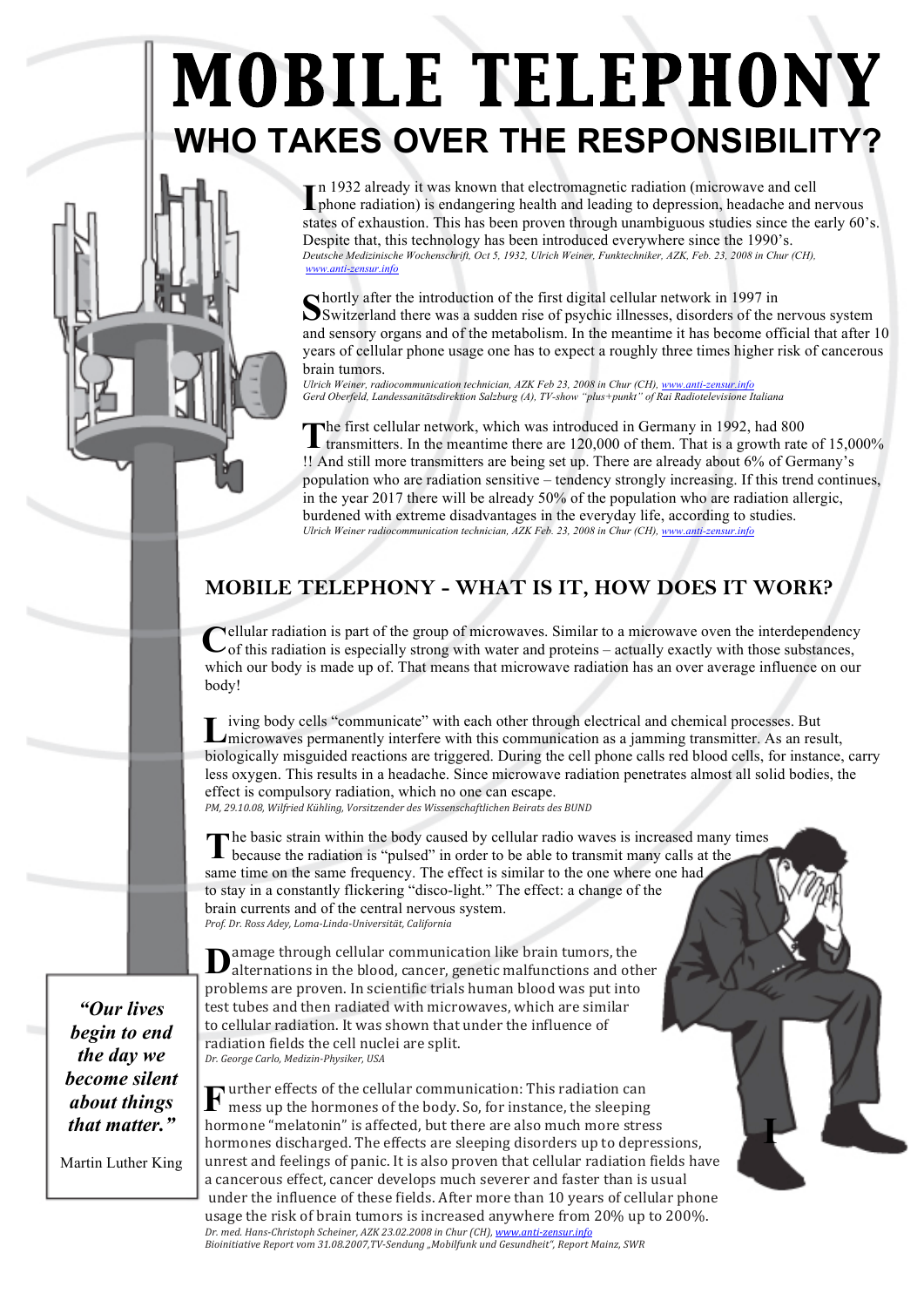# MOBILE TELEPHONY

## WHO TAKES OVER THE RESPONSIBILITY?

In 1932 already it was known that electromagnetic radiation (microwave and cell phone radiation) is endangering health and leading to depression, headache and nervous states of exhaustion. This has been proven through unambiguous studies since the early 60's. Despite that, this technology has been introduced everywhere since the 1990's.
*Deutsche Medizinische Wochenschrift, Oct 5, 1932, Ulrich Weiner, Funktechniker, AZK, Feb. 23, 2008 in Chur (CH), www.anti-zensur.info*

Shortly after the introduction of the first digital cellular network in 1997 in Switzerland there was a sudden rise of psychic illnesses, disorders of the nervous system and sensory organs and of the metabolism. In the meantime it has become official that after 10 years of cellular phone usage one has to expect a roughly three times higher risk of cancerous brain tumors.
*Ulrich Weiner, radiocommunication technician, AZK Feb 23, 2008 in Chur (CH), www.anti-zensur.info*
*Gerd Oberfeld, Landessanitätsdirektion Salzburg (A), TV-show "plus+punkt" of Rai Radiotelevisione Italiana*

The first cellular network, which was introduced in Germany in 1992, had 800 transmitters. In the meantime there are 120,000 of them. That is a growth rate of 15,000% !! And still more transmitters are being set up. There are already about 6% of Germany's population who are radiation sensitive – tendency strongly increasing. If this trend continues, in the year 2017 there will be already 50% of the population who are radiation allergic, burdened with extreme disadvantages in the everyday life, according to studies.
*Ulrich Weiner radiocommunication technician, AZK Feb. 23, 2008 in Chur (CH), www.anti-zensur.info*

## MOBILE TELEPHONY - WHAT IS IT, HOW DOES IT WORK?

Cellular radiation is part of the group of microwaves. Similar to a microwave oven the interdependency of this radiation is especially strong with water and proteins – actually exactly with those substances, which our body is made up of. That means that microwave radiation has an over average influence on our body!

Living body cells "communicate" with each other through electrical and chemical processes. But microwaves permanently interfere with this communication as a jamming transmitter. As an result, biologically misguided reactions are triggered. During the cell phone calls red blood cells, for instance, carry less oxygen. This results in a headache. Since microwave radiation penetrates almost all solid bodies, the effect is compulsory radiation, which no one can escape.
*PM, 29.10.08, Wilfried Kühling, Vorsitzender des Wissenschaftlichen Beirats des BUND*

The basic strain within the body caused by cellular radio waves is increased many times because the radiation is "pulsed" in order to be able to transmit many calls at the same time on the same frequency. The effect is similar to the one where one had to stay in a constantly flickering "disco-light." The effect: a change of the brain currents and of the central nervous system.
*Prof. Dr. Ross Adey, Loma-Linda-Universität, California*

Damage through cellular communication like brain tumors, the alternations in the blood, cancer, genetic malfunctions and other problems are proven. In scientific trials human blood was put into test tubes and then radiated with microwaves, which are similar to cellular radiation. It was shown that under the influence of radiation fields the cell nuclei are split.
*Dr. George Carlo, Medizin-Physiker, USA*

Further effects of the cellular communication: This radiation can mess up the hormones of the body. So, for instance, the sleeping hormone "melatonin" is affected, but there are also much more stress hormones discharged. The effects are sleeping disorders up to depressions, unrest and feelings of panic. It is also proven that cellular radiation fields have a cancerous effect, cancer develops much severer and faster than is usual under the influence of these fields. After more than 10 years of cellular phone usage the risk of brain tumors is increased anywhere from 20% up to 200%.
*Dr. med. Hans-Christoph Scheiner, AZK 23.02.2008 in Chur (CH), www.anti-zensur.info*
*Bioinitiative Report vom 31.08.2007,TV-Sendung „Mobilfunk und Gesundheit", Report Mainz, SWR*

> ***"Our lives begin to end the day we become silent about things that matter."***
>
> Martin Luther King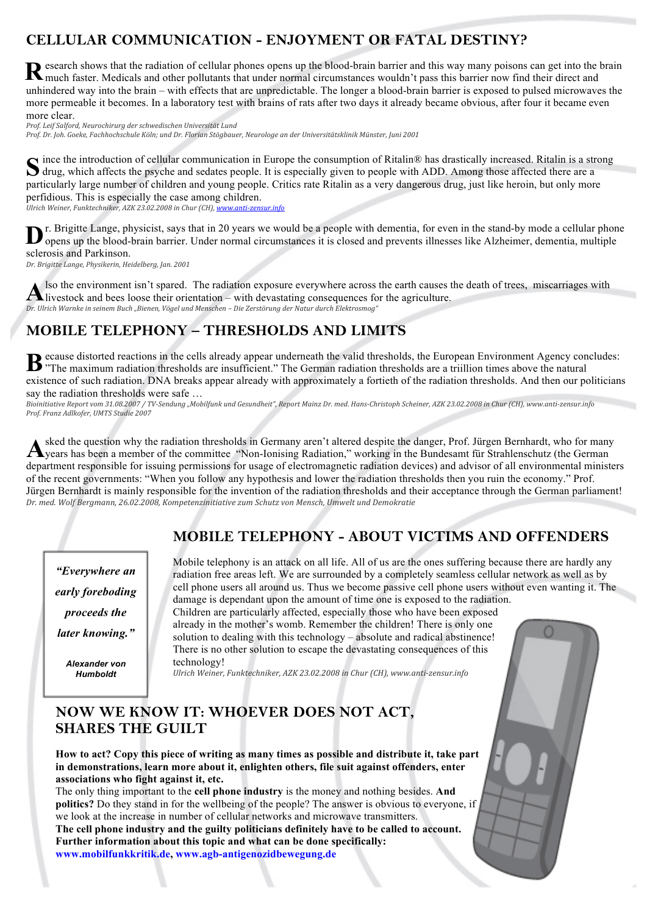## CELLULAR COMMUNICATION - ENJOYMENT OR FATAL DESTINY?

Research shows that the radiation of cellular phones opens up the blood-brain barrier and this way many poisons can get into the brain much faster. Medicals and other pollutants that under normal circumstances wouldn't pass this barrier now find their direct and unhindered way into the brain – with effects that are unpredictable. The longer a blood-brain barrier is exposed to pulsed microwaves the more permeable it becomes. In a laboratory test with brains of rats after two days it already became obvious, after four it became even more clear.

*Prof. Leif Salford, Neurochirurg der schwedischen Universität Lund*
*Prof. Dr. Joh. Goeke, Fachhochschule Köln; und Dr. Florian Stögbauer, Neurologe an der Universitätsklinik Münster, Juni 2001*

Since the introduction of cellular communication in Europe the consumption of Ritalin® has drastically increased. Ritalin is a strong drug, which affects the psyche and sedates people. It is especially given to people with ADD. Among those affected there are a particularly large number of children and young people. Critics rate Ritalin as a very dangerous drug, just like heroin, but only more perfidious. This is especially the case among children.

*Ulrich Weiner, Funktechniker, AZK 23.02.2008 in Chur (CH), www.anti-zensur.info*

Dr. Brigitte Lange, physicist, says that in 20 years we would be a people with dementia, for even in the stand-by mode a cellular phone opens up the blood-brain barrier. Under normal circumstances it is closed and prevents illnesses like Alzheimer, dementia, multiple sclerosis and Parkinson.

*Dr. Brigitte Lange, Physikerin, Heidelberg, Jan. 2001*

Also the environment isn't spared. The radiation exposure everywhere across the earth causes the death of trees, miscarriages with livestock and bees loose their orientation – with devastating consequences for the agriculture.

*Dr. Ulrich Warnke in seinem Buch „Bienen, Vögel und Menschen – Die Zerstörung der Natur durch Elektrosmog"*

## MOBILE TELEPHONY – THRESHOLDS AND LIMITS

Because distorted reactions in the cells already appear underneath the valid thresholds, the European Environment Agency concludes: "The maximum radiation thresholds are insufficient." The German radiation thresholds are a triillion times above the natural existence of such radiation. DNA breaks appear already with approximately a fortieth of the radiation thresholds. And then our politicians say the radiation thresholds were safe …

*Bioinitiative Report vom 31.08.2007 / TV-Sendung „Mobilfunk und Gesundheit", Report Mainz Dr. med. Hans-Christoph Scheiner, AZK 23.02.2008 in Chur (CH), www.anti-zensur.info*
*Prof. Franz Adlkofer, UMTS Studie 2007*

Asked the question why the radiation thresholds in Germany aren't altered despite the danger, Prof. Jürgen Bernhardt, who for many years has been a member of the committee "Non-Ionising Radiation," working in the Bundesamt für Strahlenschutz (the German department responsible for issuing permissions for usage of electromagnetic radiation devices) and advisor of all environmental ministers of the recent governments: "When you follow any hypothesis and lower the radiation thresholds then you ruin the economy." Prof. Jürgen Bernhardt is mainly responsible for the invention of the radiation thresholds and their acceptance through the German parliament!

*Dr. med. Wolf Bergmann, 26.02.2008, Kompetenzinitiative zum Schutz von Mensch, Umwelt und Demokratie*

## MOBILE TELEPHONY - ABOUT VICTIMS AND OFFENDERS

> ***"Everywhere an early foreboding proceeds the later knowing."***
>
> ***Alexander von Humboldt***

Mobile telephony is an attack on all life. All of us are the ones suffering because there are hardly any radiation free areas left. We are surrounded by a completely seamless cellular network as well as by cell phone users all around us. Thus we become passive cell phone users without even wanting it. The damage is dependant upon the amount of time one is exposed to the radiation.
Children are particularly affected, especially those who have been exposed already in the mother's womb. Remember the children! There is only one solution to dealing with this technology – absolute and radical abstinence! There is no other solution to escape the devastating consequences of this technology!

*Ulrich Weiner, Funktechniker, AZK 23.02.2008 in Chur (CH), www.anti-zensur.info*

## NOW WE KNOW IT: WHOEVER DOES NOT ACT, SHARES THE GUILT

**How to act? Copy this piece of writing as many times as possible and distribute it, take part in demonstrations, learn more about it, enlighten others, file suit against offenders, enter associations who fight against it, etc.**
The only thing important to the **cell phone industry** is the money and nothing besides. **And politics?** Do they stand in for the wellbeing of the people? The answer is obvious to everyone, if we look at the increase in number of cellular networks and microwave transmitters.
**The cell phone industry and the guilty politicians definitely have to be called to account.**
**Further information about this topic and what can be done specifically:**
**www.mobilfunkkritik.de, www.agb-antigenozidbewegung.de**